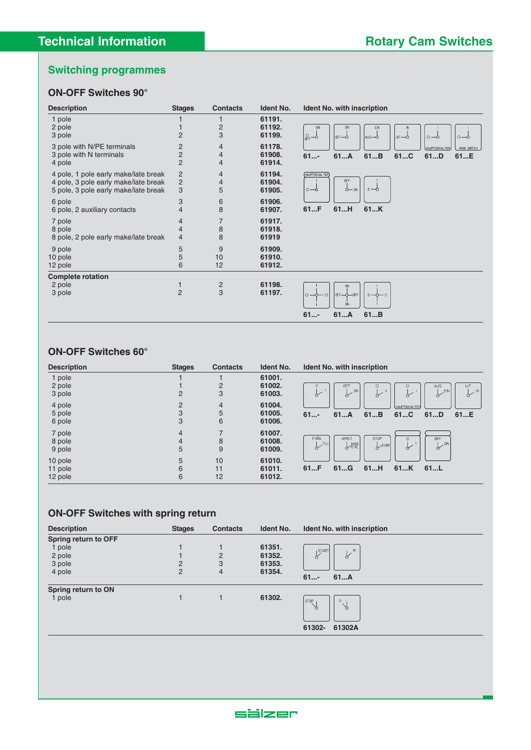# Technical Information

## Rotary Cam Switches

## Switching programmes

### ON-OFF Switches 90°

| Description | Stages | Contacts | Ident No. |
|---|---|---|---|
| 1 pole | 1 | 1 | 61191. |
| 2 pole | 1 | 2 | 61192. |
| 3 pole | 2 | 3 | 61199. |
| 3 pole with N/PE terminals | 2 | 4 | 61178. |
| 3 pole with N terminals | 2 | 4 | 61908. |
| 4 pole | 2 | 4 | 61914. |
| 4 pole, 1 pole early make/late break | 2 | 4 | 61194. |
| 4 pole, 3 pole early make/late break | 2 | 4 | 61904. |
| 5 pole, 3 pole early make/late break | 3 | 5 | 61905. |
| 6 pole | 3 | 6 | 61906. |
| 6 pole, 2 auxiliary contacts | 4 | 8 | 61907. |
| 7 pole | 4 | 7 | 61917. |
| 8 pole | 4 | 8 | 61918. |
| 8 pole, 2 pole early make/late break | 4 | 8 | 61919 |
| 9 pole | 5 | 9 | 61909. |
| 10 pole | 5 | 10 | 61910. |
| 12 pole | 6 | 12 | 61912. |
| **Complete rotation** | | | |
| 2 pole | 1 | 2 | 61198. |
| 3 pole | 2 | 3 | 61197. |

Ident No. with inscription: 61...-, 61...A, 61...B, 61...C, 61...D, 61...E, 61...F, 61...H, 61...K

Ident No. with inscription (complete rotation): 61...-, 61...A, 61...B

### ON-OFF Switches 60°

| Description | Stages | Contacts | Ident No. |
|---|---|---|---|
| 1 pole | 1 | 1 | 61001. |
| 2 pole | 1 | 2 | 61002. |
| 3 pole | 2 | 3 | 61003. |
| 4 pole | 2 | 4 | 61004. |
| 5 pole | 3 | 5 | 61005. |
| 6 pole | 3 | 6 | 61006. |
| 7 pole | 4 | 7 | 61007. |
| 8 pole | 4 | 8 | 61008. |
| 9 pole | 5 | 9 | 61009. |
| 10 pole | 5 | 10 | 61010. |
| 11 pole | 6 | 11 | 61011. |
| 12 pole | 6 | 12 | 61012. |

Ident No. with inscription: 61...-, 61...A, 61...B, 61...C, 61...D, 61...E, 61...F, 61...G, 61...H, 61...K, 61...L

### ON-OFF Switches with spring return

| Description | Stages | Contacts | Ident No. |
|---|---|---|---|
| **Spring return to OFF** | | | |
| 1 pole | 1 | 1 | 61351. |
| 2 pole | 1 | 2 | 61352. |
| 3 pole | 2 | 3 | 61353. |
| 4 pole | 2 | 4 | 61354. |
| **Spring return to ON** | | | |
| 1 pole | 1 | 1 | 61302. |

Ident No. with inscription (spring return to OFF): 61...-, 61...A

Ident No. with inscription (spring return to ON): 61302-, 61302A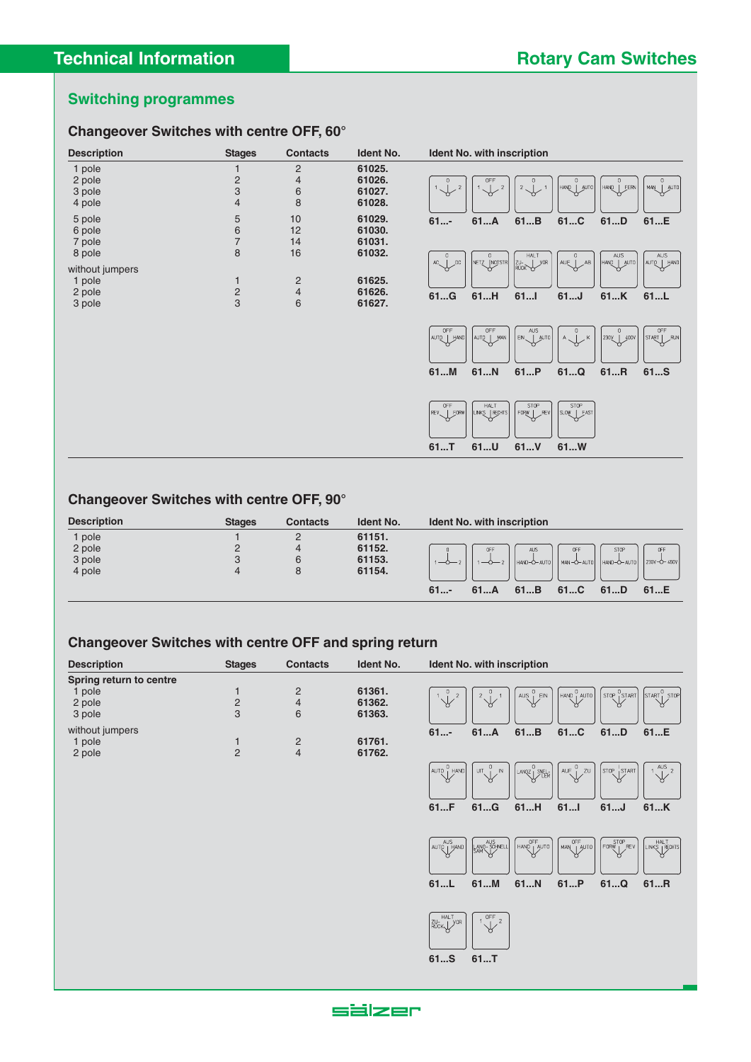## Switching programmes

### Changeover Switches with centre OFF, 60°

| Description | Stages | Contacts | Ident No. |
|---|---|---|---|
| 1 pole | 1 | 2 | 61025. |
| 2 pole | 2 | 4 | 61026. |
| 3 pole | 3 | 6 | 61027. |
| 4 pole | 4 | 8 | 61028. |
| 5 pole | 5 | 10 | 61029. |
| 6 pole | 6 | 12 | 61030. |
| 7 pole | 7 | 14 | 61031. |
| 8 pole | 8 | 16 | 61032. |
| without jumpers | | | |
| 1 pole | 1 | 2 | 61625. |
| 2 pole | 2 | 4 | 61626. |
| 3 pole | 3 | 6 | 61627. |

**Ident No. with inscription**

| Ident No. | Inscription |
|---|---|
| 61...- | 1 – 0 – 2 |
| 61...A | 1 – OFF – 2 |
| 61...B | 2 – 0 – 1 |
| 61...C | HAND – 0 – AUTO |
| 61...D | HAND – 0 – FERN |
| 61...E | MAN – 0 – AUTO |
| 61...G | AC – 0 – DC |
| 61...H | NETZ – 0 – NOTSTR |
| 61...I | ZU-RÜCK – HALT – VOR |
| 61...J | AUF – 0 – AB |
| 61...K | HAND – AUS – AUTO |
| 61...L | AUTO – AUS – HAND |
| 61...M | AUTO – OFF – HAND |
| 61...N | AUTO – OFF – MAN |
| 61...P | EIN – AUS – AUTO |
| 61...Q | A – 0 – K |
| 61...R | 230V – 0 – 400V |
| 61...S | START – OFF – RUN |
| 61...T | REV – OFF – FORW |
| 61...U | LINKS – HALT – RECHTS |
| 61...V | FORW – STOP – REV |
| 61...W | SLOW – STOP – FAST |

### Changeover Switches with centre OFF, 90°

| Description | Stages | Contacts | Ident No. |
|---|---|---|---|
| 1 pole | 1 | 2 | 61151. |
| 2 pole | 2 | 4 | 61152. |
| 3 pole | 3 | 6 | 61153. |
| 4 pole | 4 | 8 | 61154. |

**Ident No. with inscription**

| Ident No. | Inscription |
|---|---|
| 61...- | 1 – 0 – 2 |
| 61...A | 1 – OFF – 2 |
| 61...B | HAND – AUS – AUTO |
| 61...C | MAN – OFF – AUTO |
| 61...D | HAND – STOP – AUTO |
| 61...E | 230V – OFF – 400V |

### Changeover Switches with centre OFF and spring return

| Description | Stages | Contacts | Ident No. |
|---|---|---|---|
| **Spring return to centre** | | | |
| 1 pole | 1 | 2 | 61361. |
| 2 pole | 2 | 4 | 61362. |
| 3 pole | 3 | 6 | 61363. |
| without jumpers | | | |
| 1 pole | 1 | 2 | 61761. |
| 2 pole | 2 | 4 | 61762. |

**Ident No. with inscription**

| Ident No. | Inscription |
|---|---|
| 61...- | 1 – 0 – 2 |
| 61...A | 2 – 0 – 1 |
| 61...B | AUS – 0 – EIN |
| 61...C | HAND – 0 – AUTO |
| 61...D | STOP – 0 – START |
| 61...E | START – 0 – STOP |
| 61...F | AUTO – 0 – HAND |
| 61...G | UIT – 0 – IN |
| 61...H | LANGZ – 0 – SNEL-LER |
| 61...I | AUF – 0 – ZU |
| 61...J | STOP – 1 – START |
| 61...K | 1 – AUS – 2 |
| 61...L | AUTO – AUS – HAND |
| 61...M | LANG-SAM – AUS – SCHNELL |
| 61...N | HAND – OFF – AUTO |
| 61...P | MAN – OFF – AUTO |
| 61...Q | FORW – STOP – REV |
| 61...R | LINKS – HALT – RECHTS |
| 61...S | ZU-RÜCK – HALT – VOR |
| 61...T | 1 – OFF – 2 |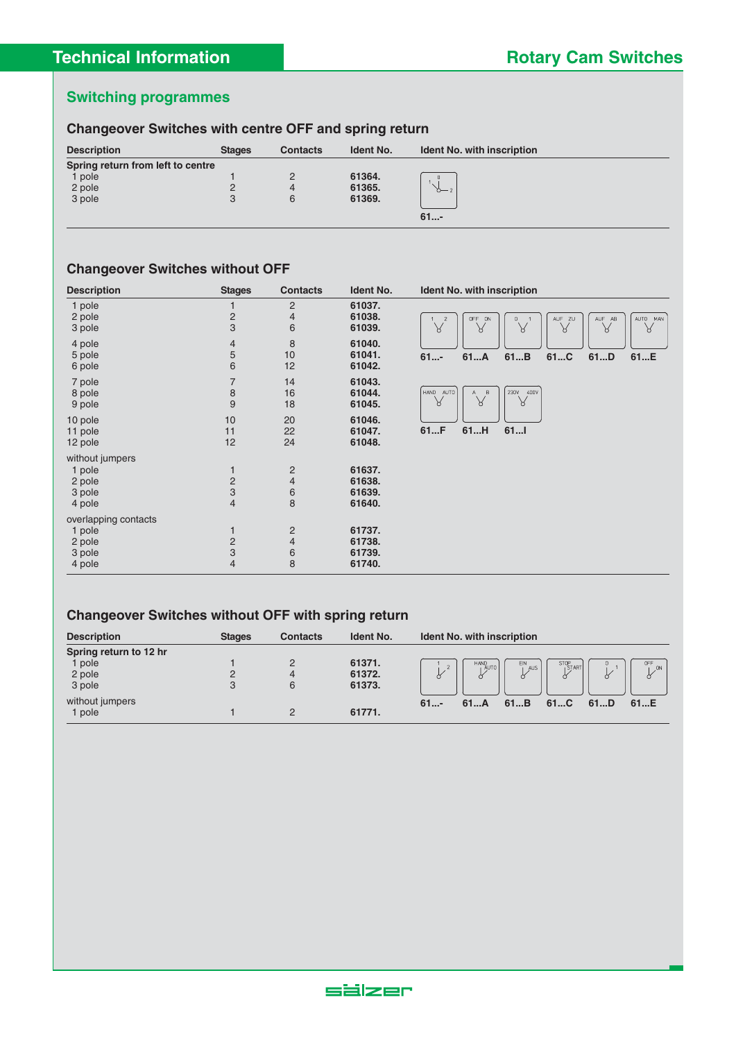## Switching programmes

### Changeover Switches with centre OFF and spring return

| Description | Stages | Contacts | Ident No. | Ident No. with inscription |
|---|---|---|---|---|
| **Spring return from left to centre** | | | | |
| 1 pole | 1 | 2 | **61364.** | |
| 2 pole | 2 | 4 | **61365.** | |
| 3 pole | 3 | 6 | **61369.** | |
| | | | | **61...-** |

### Changeover Switches without OFF

| Description | Stages | Contacts | Ident No. | Ident No. with inscription |
|---|---|---|---|---|
| 1 pole | 1 | 2 | **61037.** | |
| 2 pole | 2 | 4 | **61038.** | |
| 3 pole | 3 | 6 | **61039.** | |
| 4 pole | 4 | 8 | **61040.** | |
| 5 pole | 5 | 10 | **61041.** | **61...-** **61...A** **61...B** **61...C** **61...D** **61...E** |
| 6 pole | 6 | 12 | **61042.** | |
| 7 pole | 7 | 14 | **61043.** | |
| 8 pole | 8 | 16 | **61044.** | |
| 9 pole | 9 | 18 | **61045.** | |
| 10 pole | 10 | 20 | **61046.** | **61...F** **61...H** **61...I** |
| 11 pole | 11 | 22 | **61047.** | |
| 12 pole | 12 | 24 | **61048.** | |
| without jumpers | | | | |
| 1 pole | 1 | 2 | **61637.** | |
| 2 pole | 2 | 4 | **61638.** | |
| 3 pole | 3 | 6 | **61639.** | |
| 4 pole | 4 | 8 | **61640.** | |
| overlapping contacts | | | | |
| 1 pole | 1 | 2 | **61737.** | |
| 2 pole | 2 | 4 | **61738.** | |
| 3 pole | 3 | 6 | **61739.** | |
| 4 pole | 4 | 8 | **61740.** | |

### Changeover Switches without OFF with spring return

| Description | Stages | Contacts | Ident No. | Ident No. with inscription |
|---|---|---|---|---|
| **Spring return to 12 hr** | | | | |
| 1 pole | 1 | 2 | **61371.** | |
| 2 pole | 2 | 4 | **61372.** | |
| 3 pole | 3 | 6 | **61373.** | |
| without jumpers | | | | **61...-** **61...A** **61...B** **61...C** **61...D** **61...E** |
| 1 pole | 1 | 2 | **61771.** | |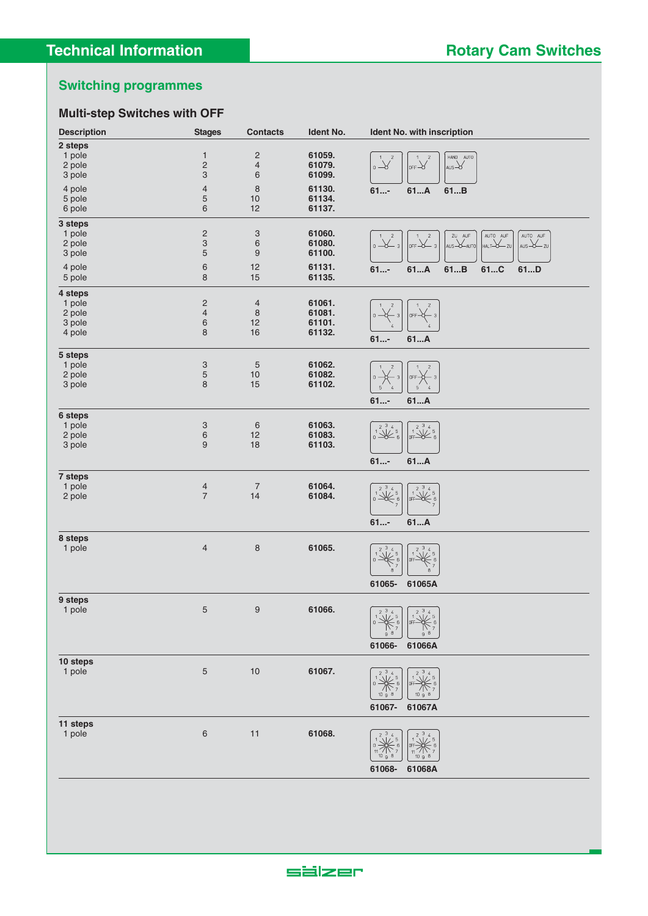## Technical Information

## Rotary Cam Switches

### Switching programmes

#### Multi-step Switches with OFF

| Description | Stages | Contacts | Ident No. | Ident No. with inscription |
|---|---|---|---|---|
| **2 steps** | | | | |
| 1 pole | 1 | 2 | 61059. | 61...- |
| 2 pole | 2 | 4 | 61079. | 61...A |
| 3 pole | 3 | 6 | 61099. | 61...B |
| 4 pole | 4 | 8 | 61130. | |
| 5 pole | 5 | 10 | 61134. | |
| 6 pole | 6 | 12 | 61137. | |
| **3 steps** | | | | |
| 1 pole | 2 | 3 | 61060. | 61...- |
| 2 pole | 3 | 6 | 61080. | 61...A |
| 3 pole | 5 | 9 | 61100. | 61...B |
| 4 pole | 6 | 12 | 61131. | 61...C |
| 5 pole | 8 | 15 | 61135. | 61...D |
| **4 steps** | | | | |
| 1 pole | 2 | 4 | 61061. | 61...- |
| 2 pole | 4 | 8 | 61081. | 61...A |
| 3 pole | 6 | 12 | 61101. | |
| 4 pole | 8 | 16 | 61132. | |
| **5 steps** | | | | |
| 1 pole | 3 | 5 | 61062. | 61...- |
| 2 pole | 5 | 10 | 61082. | 61...A |
| 3 pole | 8 | 15 | 61102. | |
| **6 steps** | | | | |
| 1 pole | 3 | 6 | 61063. | 61...- |
| 2 pole | 6 | 12 | 61083. | 61...A |
| 3 pole | 9 | 18 | 61103. | |
| **7 steps** | | | | |
| 1 pole | 4 | 7 | 61064. | 61...- |
| 2 pole | 7 | 14 | 61084. | 61...A |
| **8 steps** | | | | |
| 1 pole | 4 | 8 | 61065. | 61065- / 61065A |
| **9 steps** | | | | |
| 1 pole | 5 | 9 | 61066. | 61066- / 61066A |
| **10 steps** | | | | |
| 1 pole | 5 | 10 | 61067. | 61067- / 61067A |
| **11 steps** | | | | |
| 1 pole | 6 | 11 | 61068. | 61068- / 61068A |

Inscriptions: 2 steps: 61...- (0, 1, 2); 61...A (OFF, 1, 2); 61...B (AUS, HAND, AUTO). 3 steps: 61...- (0, 1, 2, 3); 61...A (OFF, 1, 2, 3); 61...B (AUS, ZU, AUF, AUTO); 61...C (HALT, AUTO, AUF, ZU); 61...D (AUS, AUTO, AUF, ZU). 4–11 steps: 61...- (0, 1 ... n); 61...A (OFF, 1 ... n).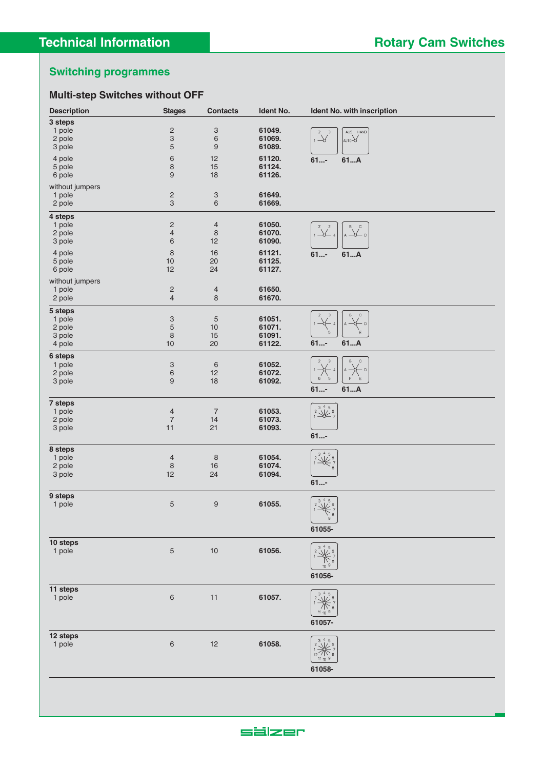## Switching programmes

### Multi-step Switches without OFF

| Description | Stages | Contacts | Ident No. | Ident No. with inscription |
|---|---|---|---|---|
| **3 steps** | | | | |
| 1 pole | 2 | 3 | 61049. | 61...- 61...A |
| 2 pole | 3 | 6 | 61069. | |
| 3 pole | 5 | 9 | 61089. | |
| 4 pole | 6 | 12 | 61120. | |
| 5 pole | 8 | 15 | 61124. | |
| 6 pole | 9 | 18 | 61126. | |
| without jumpers | | | | |
| 1 pole | 2 | 3 | 61649. | |
| 2 pole | 3 | 6 | 61669. | |
| **4 steps** | | | | |
| 1 pole | 2 | 4 | 61050. | 61...- 61...A |
| 2 pole | 4 | 8 | 61070. | |
| 3 pole | 6 | 12 | 61090. | |
| 4 pole | 8 | 16 | 61121. | |
| 5 pole | 10 | 20 | 61125. | |
| 6 pole | 12 | 24 | 61127. | |
| without jumpers | | | | |
| 1 pole | 2 | 4 | 61650. | |
| 2 pole | 4 | 8 | 61670. | |
| **5 steps** | | | | |
| 1 pole | 3 | 5 | 61051. | 61...- 61...A |
| 2 pole | 5 | 10 | 61071. | |
| 3 pole | 8 | 15 | 61091. | |
| 4 pole | 10 | 20 | 61122. | |
| **6 steps** | | | | |
| 1 pole | 3 | 6 | 61052. | 61...- 61...A |
| 2 pole | 6 | 12 | 61072. | |
| 3 pole | 9 | 18 | 61092. | |
| **7 steps** | | | | |
| 1 pole | 4 | 7 | 61053. | 61...- |
| 2 pole | 7 | 14 | 61073. | |
| 3 pole | 11 | 21 | 61093. | |
| **8 steps** | | | | |
| 1 pole | 4 | 8 | 61054. | 61...- |
| 2 pole | 8 | 16 | 61074. | |
| 3 pole | 12 | 24 | 61094. | |
| **9 steps** | | | | |
| 1 pole | 5 | 9 | 61055. | 61055- |
| **10 steps** | | | | |
| 1 pole | 5 | 10 | 61056. | 61056- |
| **11 steps** | | | | |
| 1 pole | 6 | 11 | 61057. | 61057- |
| **12 steps** | | | | |
| 1 pole | 6 | 12 | 61058. | 61058- |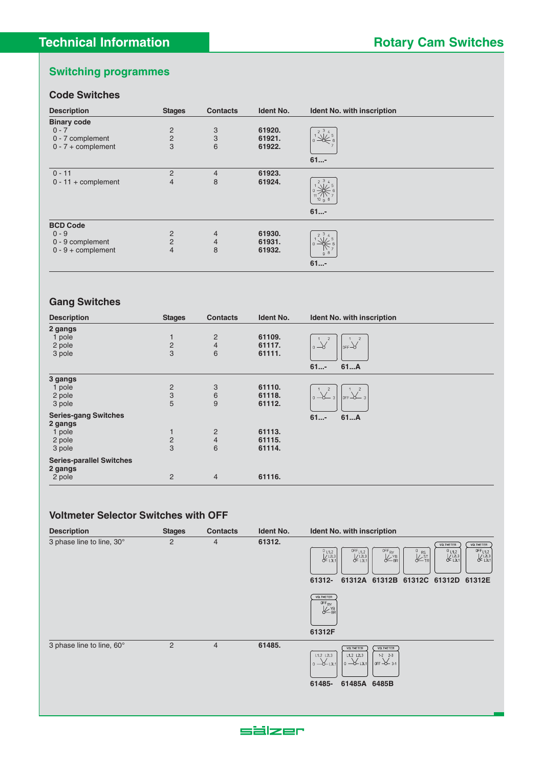## Technical Information

## Rotary Cam Switches

### Switching programmes

#### Code Switches

| Description | Stages | Contacts | Ident No. | Ident No. with inscription |
|---|---|---|---|---|
| **Binary code** | | | | |
| 0 - 7 | 2 | 3 | **61920.** | |
| 0 - 7 complement | 2 | 3 | **61921.** | |
| 0 - 7 + complement | 3 | 6 | **61922.** | **61...-** |
| 0 - 11 | 2 | 4 | **61923.** | |
| 0 - 11 + complement | 4 | 8 | **61924.** | **61...-** |
| **BCD Code** | | | | |
| 0 - 9 | 2 | 4 | **61930.** | |
| 0 - 9 complement | 2 | 4 | **61931.** | |
| 0 - 9 + complement | 4 | 8 | **61932.** | **61...-** |

#### Gang Switches

| Description | Stages | Contacts | Ident No. | Ident No. with inscription |
|---|---|---|---|---|
| **2 gangs** | | | | |
| 1 pole | 1 | 2 | **61109.** | |
| 2 pole | 2 | 4 | **61117.** | |
| 3 pole | 3 | 6 | **61111.** | **61...-** **61...A** |
| **3 gangs** | | | | |
| 1 pole | 2 | 3 | **61110.** | |
| 2 pole | 3 | 6 | **61118.** | |
| 3 pole | 5 | 9 | **61112.** | **61...-** **61...A** |
| **Series-gang Switches** | | | | |
| **2 gangs** | | | | |
| 1 pole | 1 | 2 | **61113.** | |
| 2 pole | 2 | 4 | **61115.** | |
| 3 pole | 3 | 6 | **61114.** | |
| **Series-parallel Switches** | | | | |
| **2 gangs** | | | | |
| 2 pole | 2 | 4 | **61116.** | |

#### Voltmeter Selector Switches with OFF

| Description | Stages | Contacts | Ident No. | Ident No. with inscription |
|---|---|---|---|---|
| 3 phase line to line, 30° | 2 | 4 | **61312.** | **61312-** **61312A** **61312B** **61312C** **61312D** **61312E** **61312F** |
| 3 phase line to line, 60° | 2 | 4 | **61485.** | **61485-** **61485A** **6485B** |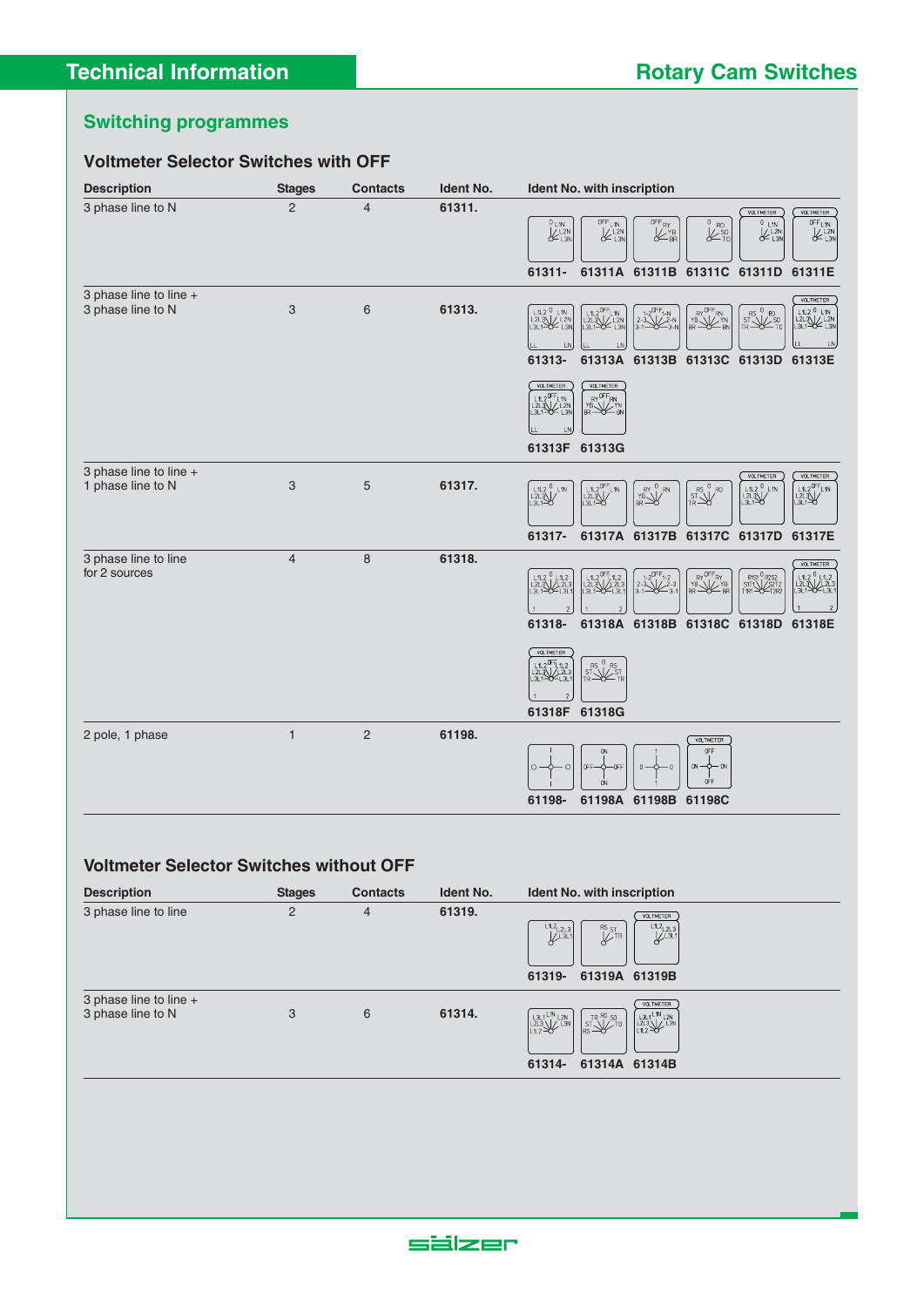## Technical Information

## Rotary Cam Switches

### Switching programmes

#### Voltmeter Selector Switches with OFF

| Description | Stages | Contacts | Ident No. | Ident No. with inscription |
|---|---|---|---|---|
| 3 phase line to N | 2 | 4 | **61311.** | **61311-** **61311A** **61311B** **61311C** **61311D** **61311E** |
| 3 phase line to line + 3 phase line to N | 3 | 6 | **61313.** | **61313-** **61313A** **61313B** **61313C** **61313D** **61313E** **61313F** **61313G** |
| 3 phase line to line + 1 phase line to N | 3 | 5 | **61317.** | **61317-** **61317A** **61317B** **61317C** **61317D** **61317E** |
| 3 phase line to line for 2 sources | 4 | 8 | **61318.** | **61318-** **61318A** **61318B** **61318C** **61318D** **61318E** **61318F** **61318G** |
| 2 pole, 1 phase | 1 | 2 | **61198.** | **61198-** **61198A** **61198B** **61198C** |

#### Voltmeter Selector Switches without OFF

| Description | Stages | Contacts | Ident No. | Ident No. with inscription |
|---|---|---|---|---|
| 3 phase line to line | 2 | 4 | **61319.** | **61319-** **61319A** **61319B** |
| 3 phase line to line + 3 phase line to N | 3 | 6 | **61314.** | **61314-** **61314A** **61314B** |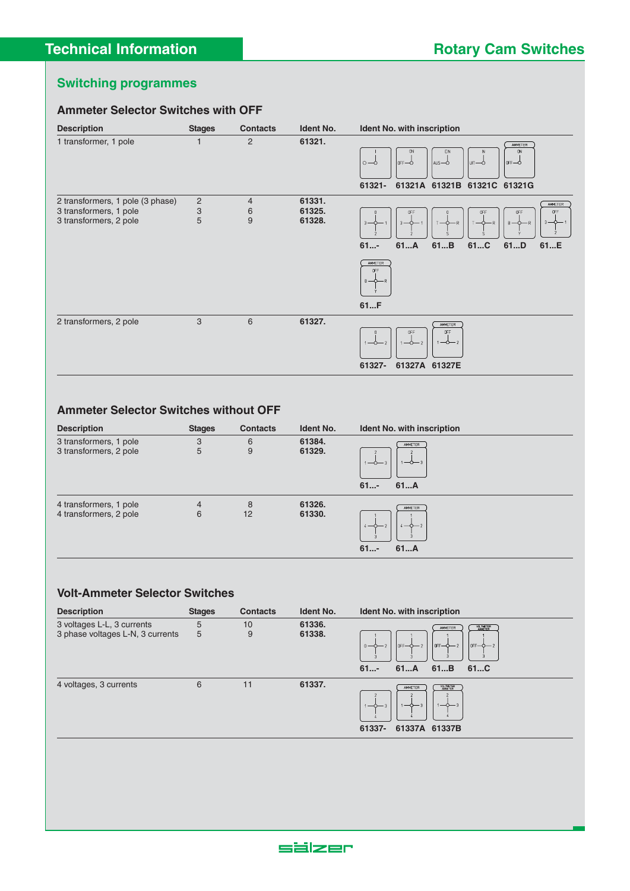## Switching programmes

### Ammeter Selector Switches with OFF

| Description | Stages | Contacts | Ident No. | Ident No. with inscription |
|---|---|---|---|---|
| 1 transformer, 1 pole | 1 | 2 | 61321. | 61321- 61321A 61321B 61321C 61321G |
| 2 transformers, 1 pole (3 phase)<br>3 transformers, 1 pole<br>3 transformers, 2 pole | 2<br>3<br>5 | 4<br>6<br>9 | 61331.<br>61325.<br>61328. | 61...- 61...A 61...B 61...C 61...D 61...E 61...F |
| 2 transformers, 2 pole | 3 | 6 | 61327. | 61327- 61327A 61327E |

### Ammeter Selector Switches without OFF

| Description | Stages | Contacts | Ident No. | Ident No. with inscription |
|---|---|---|---|---|
| 3 transformers, 1 pole<br>3 transformers, 2 pole | 3<br>5 | 6<br>9 | 61384.<br>61329. | 61...- 61...A |
| 4 transformers, 1 pole<br>4 transformers, 2 pole | 4<br>6 | 8<br>12 | 61326.<br>61330. | 61...- 61...A |

### Volt-Ammeter Selector Switches

| Description | Stages | Contacts | Ident No. | Ident No. with inscription |
|---|---|---|---|---|
| 3 voltages L-L, 3 currents<br>3 phase voltages L-N, 3 currents | 5<br>5 | 10<br>9 | 61336.<br>61338. | 61...- 61...A 61...B 61...C |
| 4 voltages, 3 currents | 6 | 11 | 61337. | 61337- 61337A 61337B |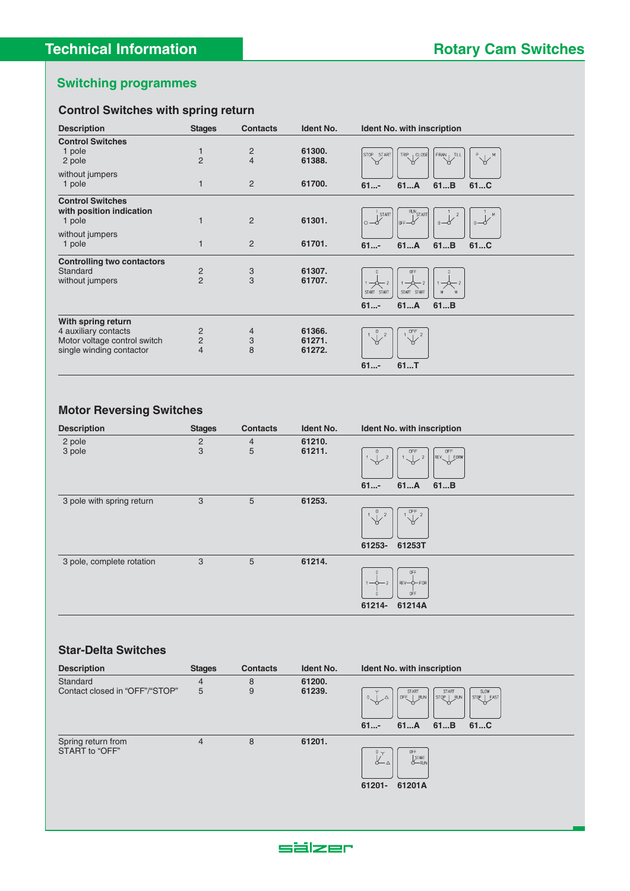## Switching programmes

### Control Switches with spring return

| Description | Stages | Contacts | Ident No. | Ident No. with inscription |
|---|---|---|---|---|
| **Control Switches** | | | | |
| 1 pole | 1 | 2 | 61300. | 61...- 61...A 61...B 61...C |
| 2 pole | 2 | 4 | 61388. | |
| without jumpers | | | | |
| 1 pole | 1 | 2 | 61700. | |
| **Control Switches with position indication** | | | | |
| 1 pole | 1 | 2 | 61301. | 61...- 61...A 61...B 61...C |
| without jumpers | | | | |
| 1 pole | 1 | 2 | 61701. | |
| **Controlling two contactors** | | | | |
| Standard | 2 | 3 | 61307. | 61...- 61...A 61...B |
| without jumpers | 2 | 3 | 61707. | |
| **With spring return** | | | | |
| 4 auxiliary contacts | 2 | 4 | 61366. | 61...- 61...T |
| Motor voltage control switch | 2 | 3 | 61271. | |
| single winding contactor | 4 | 8 | 61272. | |

### Motor Reversing Switches

| Description | Stages | Contacts | Ident No. | Ident No. with inscription |
|---|---|---|---|---|
| 2 pole | 2 | 4 | 61210. | 61...- 61...A 61...B |
| 3 pole | 3 | 5 | 61211. | |
| 3 pole with spring return | 3 | 5 | 61253. | 61253- 61253T |
| 3 pole, complete rotation | 3 | 5 | 61214. | 61214- 61214A |

### Star-Delta Switches

| Description | Stages | Contacts | Ident No. | Ident No. with inscription |
|---|---|---|---|---|
| Standard | 4 | 8 | 61200. | 61...- 61...A 61...B 61...C |
| Contact closed in "OFF"/"STOP" | 5 | 9 | 61239. | |
| Spring return from START to "OFF" | 4 | 8 | 61201. | 61201- 61201A |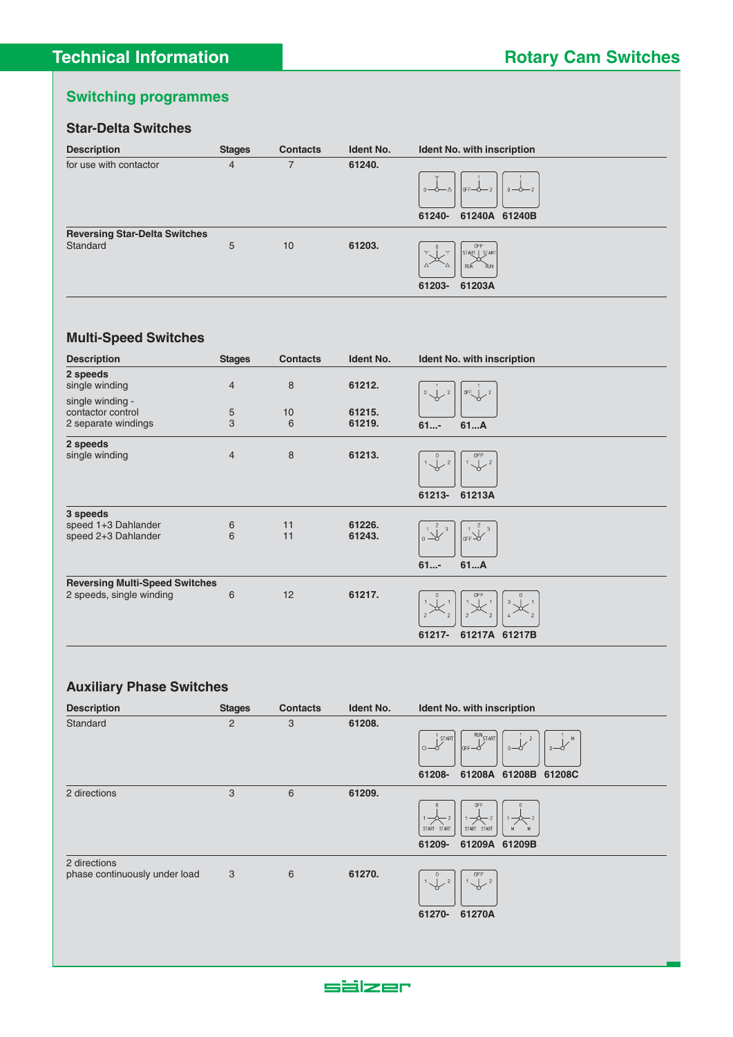## Technical Information

## Rotary Cam Switches

### Switching programmes

#### Star-Delta Switches

| Description | Stages | Contacts | Ident No. | Ident No. with inscription |
|---|---|---|---|---|
| for use with contactor | 4 | 7 | 61240. | 61240- 61240A 61240B |
| **Reversing Star-Delta Switches** | | | | |
| Standard | 5 | 10 | 61203. | 61203- 61203A |

#### Multi-Speed Switches

| Description | Stages | Contacts | Ident No. | Ident No. with inscription |
|---|---|---|---|---|
| **2 speeds** | | | | |
| single winding | 4 | 8 | 61212. | |
| single winding - contactor control | 5 | 10 | 61215. | |
| 2 separate windings | 3 | 6 | 61219. | 61...- 61...A |
| **2 speeds** | | | | |
| single winding | 4 | 8 | 61213. | 61213- 61213A |
| **3 speeds** | | | | |
| speed 1+3 Dahlander | 6 | 11 | 61226. | |
| speed 2+3 Dahlander | 6 | 11 | 61243. | 61...- 61...A |
| **Reversing Multi-Speed Switches** | | | | |
| 2 speeds, single winding | 6 | 12 | 61217. | 61217- 61217A 61217B |

#### Auxiliary Phase Switches

| Description | Stages | Contacts | Ident No. | Ident No. with inscription |
|---|---|---|---|---|
| Standard | 2 | 3 | 61208. | 61208- 61208A 61208B 61208C |
| 2 directions | 3 | 6 | 61209. | 61209- 61209A 61209B |
| 2 directions phase continuously under load | 3 | 6 | 61270. | 61270- 61270A |